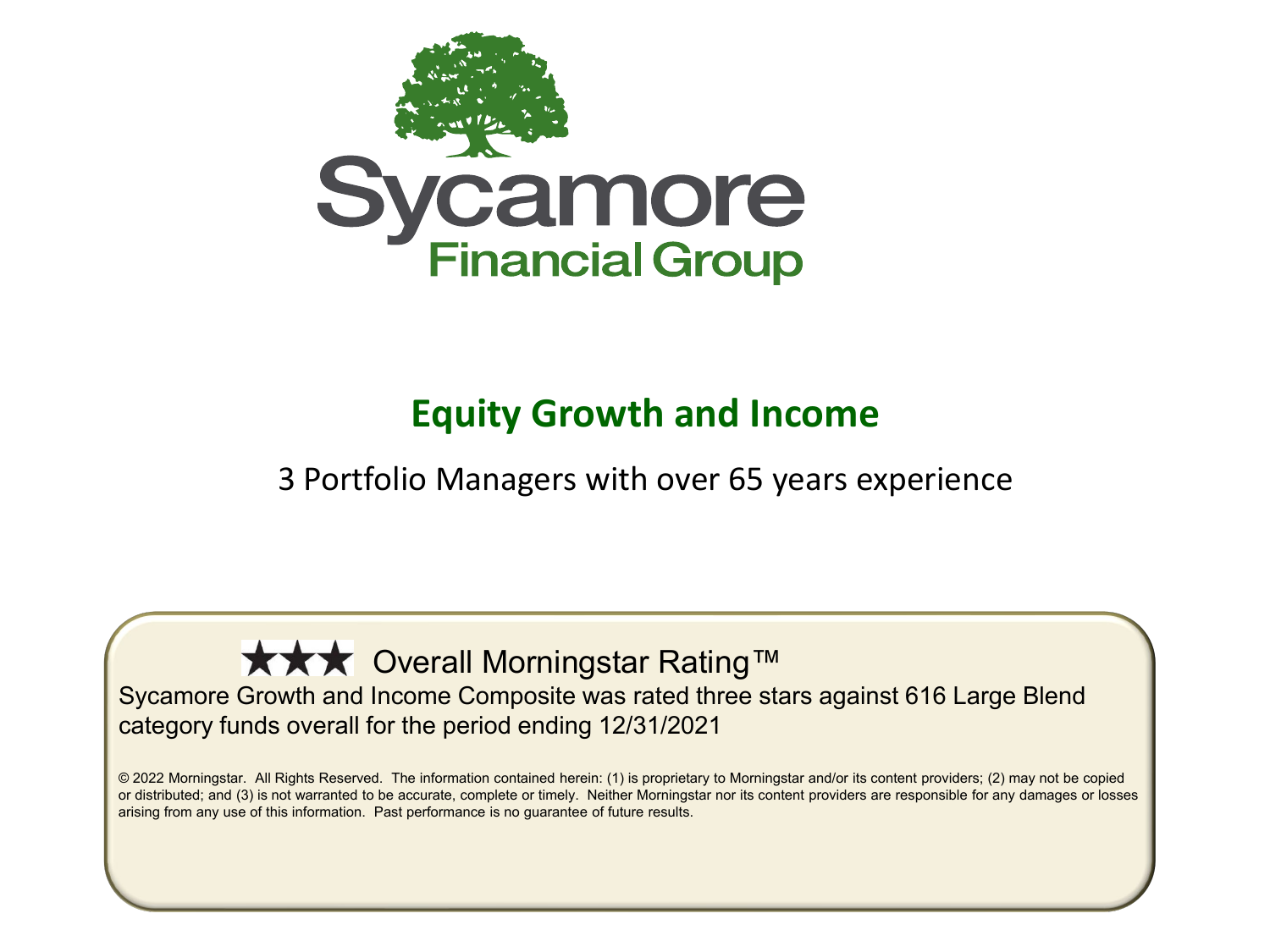Sycamore
Financial Group

# Equity Growth and Income

3 Portfolio Managers with over 65 years experience

★★★ Overall Morningstar Rating™

Sycamore Growth and Income Composite was rated three stars against 616 Large Blend category funds overall for the period ending 12/31/2021

© 2022 Morningstar. All Rights Reserved. The information contained herein: (1) is proprietary to Morningstar and/or its content providers; (2) may not be copied or distributed; and (3) is not warranted to be accurate, complete or timely. Neither Morningstar nor its content providers are responsible for any damages or losses arising from any use of this information. Past performance is no guarantee of future results.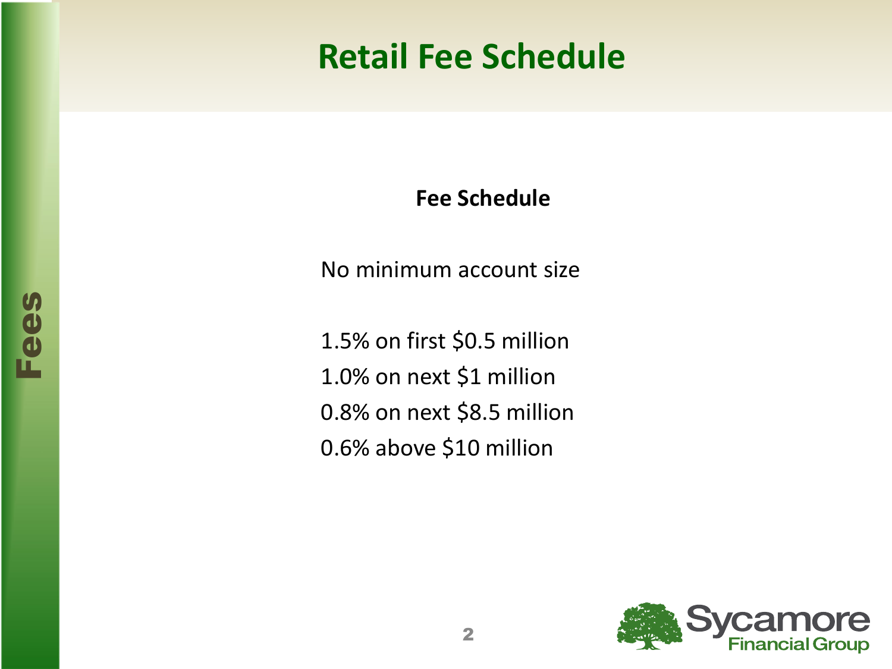# Retail Fee Schedule

**Fee Schedule**

No minimum account size

1.5% on first $0.5 million
1.0% on next $1 million
0.8% on next $8.5 million
0.6% above $10 million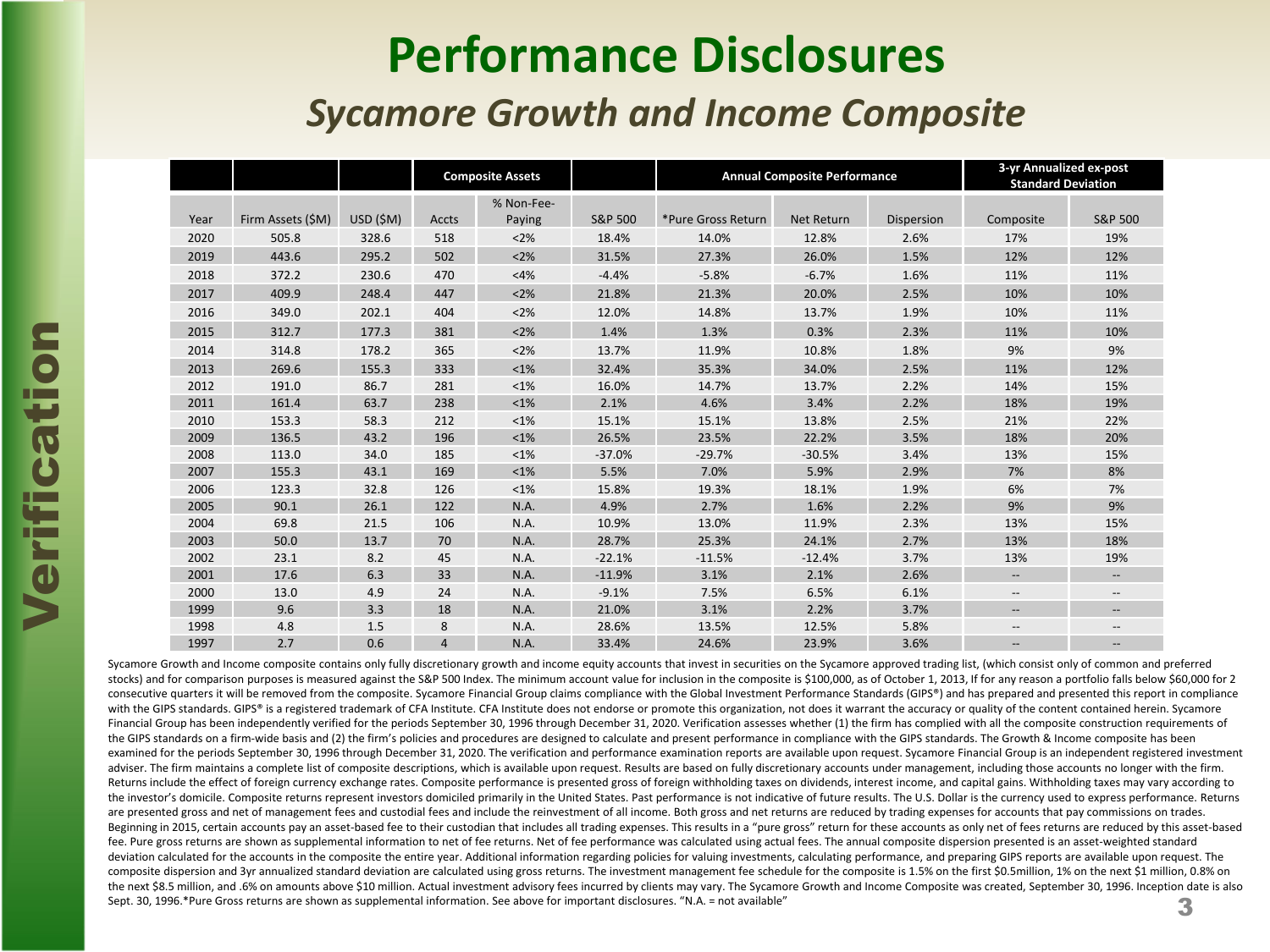# Performance Disclosures

## *Sycamore Growth and Income Composite*

Verification

| | | | Composite Assets | | | Annual Composite Performance | | | 3-yr Annualized ex-post Standard Deviation | |
|---|---|---|---|---|---|---|---|---|---|---|
| Year | Firm Assets ($M) | USD ($M) | Accts | % Non-Fee-Paying | S&P 500 | *Pure Gross Return | Net Return | Dispersion | Composite | S&P 500 |
| 2020 | 505.8 | 328.6 | 518 | <2% | 18.4% | 14.0% | 12.8% | 2.6% | 17% | 19% |
| 2019 | 443.6 | 295.2 | 502 | <2% | 31.5% | 27.3% | 26.0% | 1.5% | 12% | 12% |
| 2018 | 372.2 | 230.6 | 470 | <4% | -4.4% | -5.8% | -6.7% | 1.6% | 11% | 11% |
| 2017 | 409.9 | 248.4 | 447 | <2% | 21.8% | 21.3% | 20.0% | 2.5% | 10% | 10% |
| 2016 | 349.0 | 202.1 | 404 | <2% | 12.0% | 14.8% | 13.7% | 1.9% | 10% | 11% |
| 2015 | 312.7 | 177.3 | 381 | <2% | 1.4% | 1.3% | 0.3% | 2.3% | 11% | 10% |
| 2014 | 314.8 | 178.2 | 365 | <2% | 13.7% | 11.9% | 10.8% | 1.8% | 9% | 9% |
| 2013 | 269.6 | 155.3 | 333 | <1% | 32.4% | 35.3% | 34.0% | 2.5% | 11% | 12% |
| 2012 | 191.0 | 86.7 | 281 | <1% | 16.0% | 14.7% | 13.7% | 2.2% | 14% | 15% |
| 2011 | 161.4 | 63.7 | 238 | <1% | 2.1% | 4.6% | 3.4% | 2.2% | 18% | 19% |
| 2010 | 153.3 | 58.3 | 212 | <1% | 15.1% | 15.1% | 13.8% | 2.5% | 21% | 22% |
| 2009 | 136.5 | 43.2 | 196 | <1% | 26.5% | 23.5% | 22.2% | 3.5% | 18% | 20% |
| 2008 | 113.0 | 34.0 | 185 | <1% | -37.0% | -29.7% | -30.5% | 3.4% | 13% | 15% |
| 2007 | 155.3 | 43.1 | 169 | <1% | 5.5% | 7.0% | 5.9% | 2.9% | 7% | 8% |
| 2006 | 123.3 | 32.8 | 126 | <1% | 15.8% | 19.3% | 18.1% | 1.9% | 6% | 7% |
| 2005 | 90.1 | 26.1 | 122 | N.A. | 4.9% | 2.7% | 1.6% | 2.2% | 9% | 9% |
| 2004 | 69.8 | 21.5 | 106 | N.A. | 10.9% | 13.0% | 11.9% | 2.3% | 13% | 15% |
| 2003 | 50.0 | 13.7 | 70 | N.A. | 28.7% | 25.3% | 24.1% | 2.7% | 13% | 18% |
| 2002 | 23.1 | 8.2 | 45 | N.A. | -22.1% | -11.5% | -12.4% | 3.7% | 13% | 19% |
| 2001 | 17.6 | 6.3 | 33 | N.A. | -11.9% | 3.1% | 2.1% | 2.6% | -- | -- |
| 2000 | 13.0 | 4.9 | 24 | N.A. | -9.1% | 7.5% | 6.5% | 6.1% | -- | -- |
| 1999 | 9.6 | 3.3 | 18 | N.A. | 21.0% | 3.1% | 2.2% | 3.7% | -- | -- |
| 1998 | 4.8 | 1.5 | 8 | N.A. | 28.6% | 13.5% | 12.5% | 5.8% | -- | -- |
| 1997 | 2.7 | 0.6 | 4 | N.A. | 33.4% | 24.6% | 23.9% | 3.6% | -- | -- |

Sycamore Growth and Income composite contains only fully discretionary growth and income equity accounts that invest in securities on the Sycamore approved trading list, (which consist only of common and preferred stocks) and for comparison purposes is measured against the S&P 500 Index. The minimum account value for inclusion in the composite is $100,000, as of October 1, 2013, If for any reason a portfolio falls below $60,000 for 2 consecutive quarters it will be removed from the composite. Sycamore Financial Group claims compliance with the Global Investment Performance Standards (GIPS®) and has prepared and presented this report in compliance with the GIPS standards. GIPS® is a registered trademark of CFA Institute. CFA Institute does not endorse or promote this organization, not does it warrant the accuracy or quality of the content contained herein. Sycamore Financial Group has been independently verified for the periods September 30, 1996 through December 31, 2020. Verification assesses whether (1) the firm has complied with all the composite construction requirements of the GIPS standards on a firm-wide basis and (2) the firm's policies and procedures are designed to calculate and present performance in compliance with the GIPS standards. The Growth & Income composite has been examined for the periods September 30, 1996 through December 31, 2020. The verification and performance examination reports are available upon request. Sycamore Financial Group is an independent registered investment adviser. The firm maintains a complete list of composite descriptions, which is available upon request. Results are based on fully discretionary accounts under management, including those accounts no longer with the firm. Returns include the effect of foreign currency exchange rates. Composite performance is presented gross of foreign withholding taxes on dividends, interest income, and capital gains. Withholding taxes may vary according to the investor's domicile. Composite returns represent investors domiciled primarily in the United States. Past performance is not indicative of future results. The U.S. Dollar is the currency used to express performance. Returns are presented gross and net of management fees and custodial fees and include the reinvestment of all income. Both gross and net returns are reduced by trading expenses for accounts that pay commissions on trades. Beginning in 2015, certain accounts pay an asset-based fee to their custodian that includes all trading expenses. This results in a "pure gross" return for these accounts as only net of fees returns are reduced by this asset-based fee. Pure gross returns are shown as supplemental information to net of fee returns. Net of fee performance was calculated using actual fees. The annual composite dispersion presented is an asset-weighted standard deviation calculated for the accounts in the composite the entire year. Additional information regarding policies for valuing investments, calculating performance, and preparing GIPS reports are available upon request. The composite dispersion and 3yr annualized standard deviation are calculated using gross returns. The investment management fee schedule for the composite is 1.5% on the first $0.5million, 1% on the next $1 million, 0.8% on the next $8.5 million, and .6% on amounts above $10 million. Actual investment advisory fees incurred by clients may vary. The Sycamore Growth and Income Composite was created, September 30, 1996. Inception date is also Sept. 30, 1996.*Pure Gross returns are shown as supplemental information. See above for important disclosures. "N.A. = not available"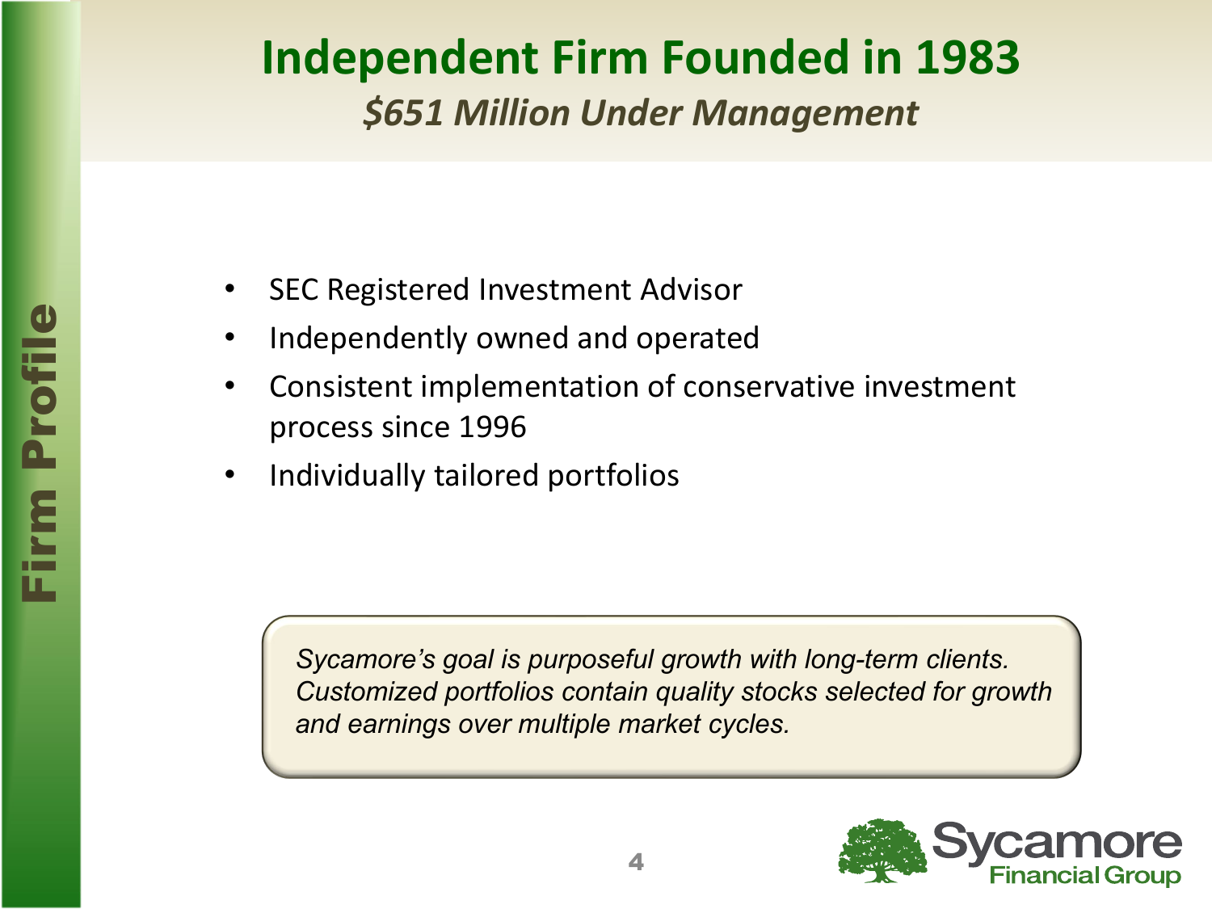Firm Profile

# Independent Firm Founded in 1983

## *$651 Million Under Management*

- SEC Registered Investment Advisor
- Independently owned and operated
- Consistent implementation of conservative investment process since 1996
- Individually tailored portfolios

*Sycamore's goal is purposeful growth with long-term clients. Customized portfolios contain quality stocks selected for growth and earnings over multiple market cycles.*

Sycamore Financial Group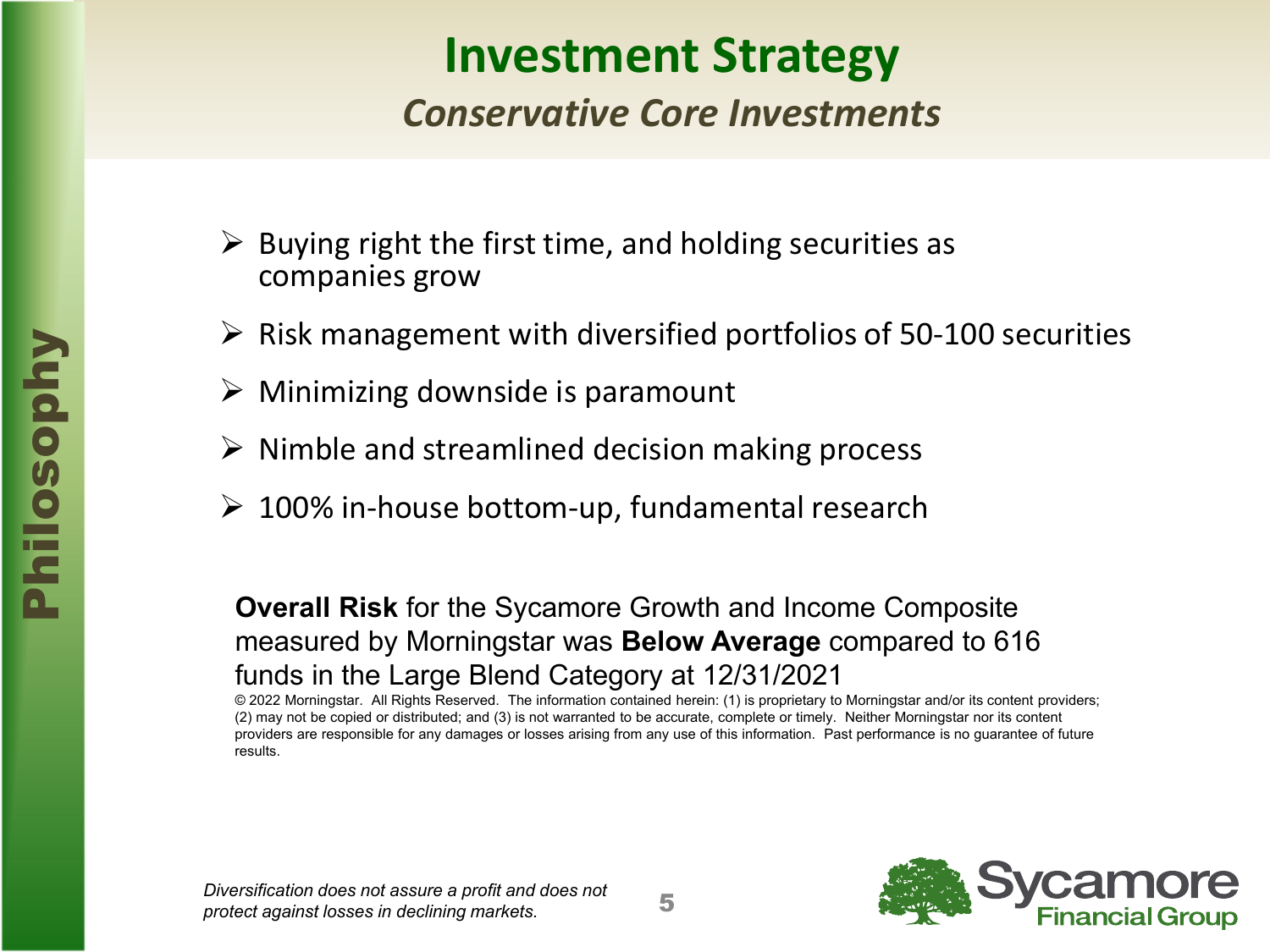# Investment Strategy

## *Conservative Core Investments*

Philosophy

- Buying right the first time, and holding securities as companies grow
- Risk management with diversified portfolios of 50-100 securities
- Minimizing downside is paramount
- Nimble and streamlined decision making process
- 100% in-house bottom-up, fundamental research

**Overall Risk** for the Sycamore Growth and Income Composite measured by Morningstar was **Below Average** compared to 616 funds in the Large Blend Category at 12/31/2021

© 2022 Morningstar. All Rights Reserved. The information contained herein: (1) is proprietary to Morningstar and/or its content providers; (2) may not be copied or distributed; and (3) is not warranted to be accurate, complete or timely. Neither Morningstar nor its content providers are responsible for any damages or losses arising from any use of this information. Past performance is no guarantee of future results.

*Diversification does not assure a profit and does not protect against losses in declining markets.*

Sycamore Financial Group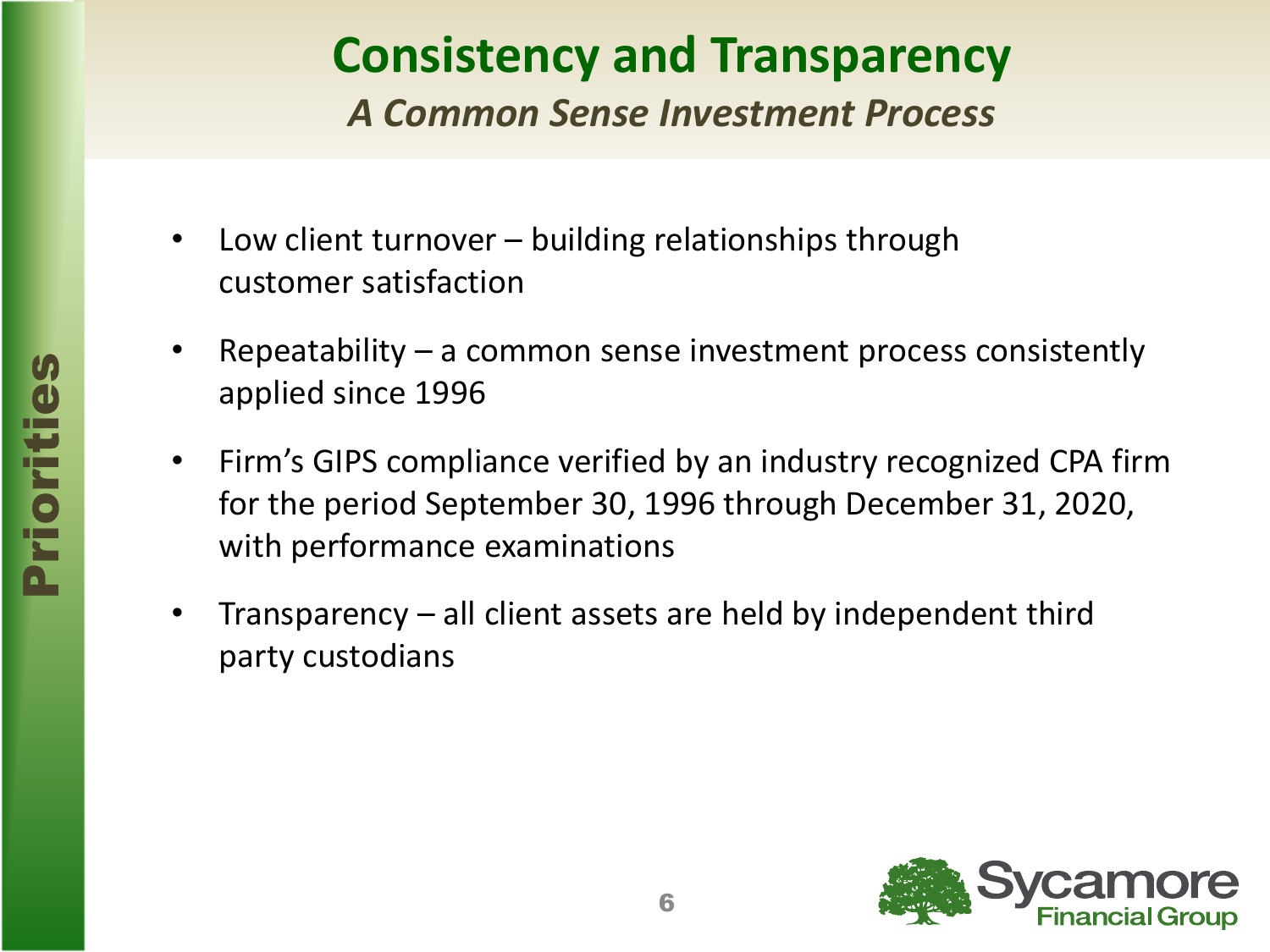# Consistency and Transparency

## *A Common Sense Investment Process*

**Priorities**

- Low client turnover – building relationships through customer satisfaction
- Repeatability – a common sense investment process consistently applied since 1996
- Firm's GIPS compliance verified by an industry recognized CPA firm for the period September 30, 1996 through December 31, 2020, with performance examinations
- Transparency – all client assets are held by independent third party custodians

Sycamore Financial Group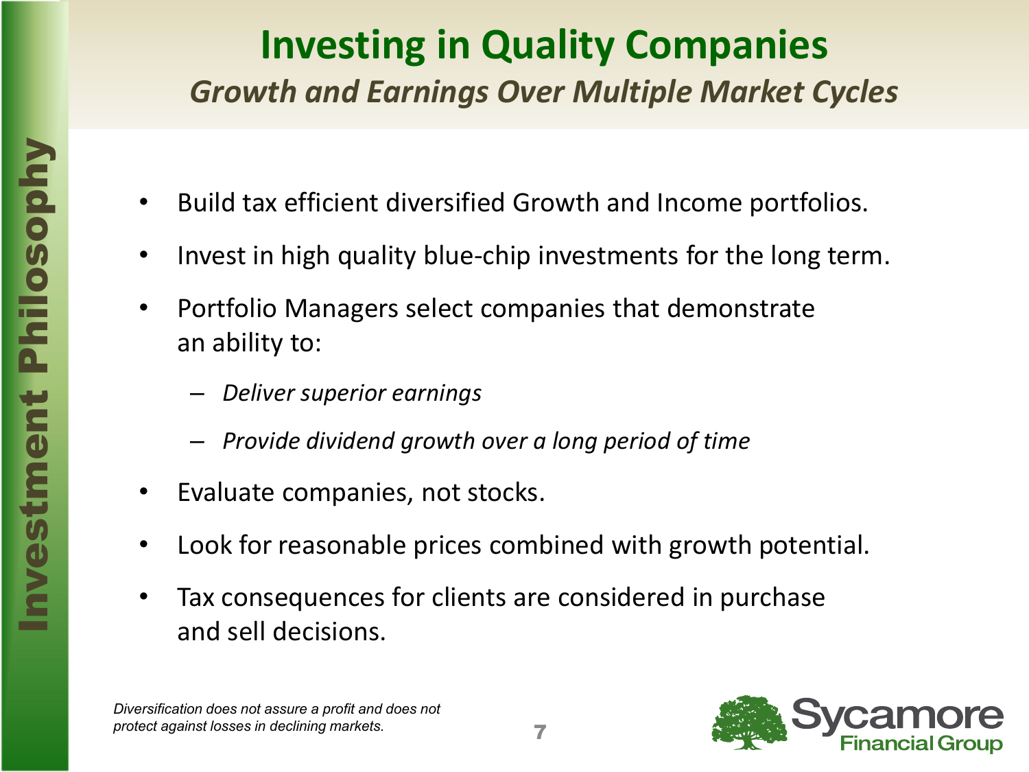# Investing in Quality Companies

## *Growth and Earnings Over Multiple Market Cycles*

**Investment Philosophy**

- Build tax efficient diversified Growth and Income portfolios.
- Invest in high quality blue-chip investments for the long term.
- Portfolio Managers select companies that demonstrate an ability to:
  - *Deliver superior earnings*
  - *Provide dividend growth over a long period of time*
- Evaluate companies, not stocks.
- Look for reasonable prices combined with growth potential.
- Tax consequences for clients are considered in purchase and sell decisions.

*Diversification does not assure a profit and does not protect against losses in declining markets.*

Sycamore Financial Group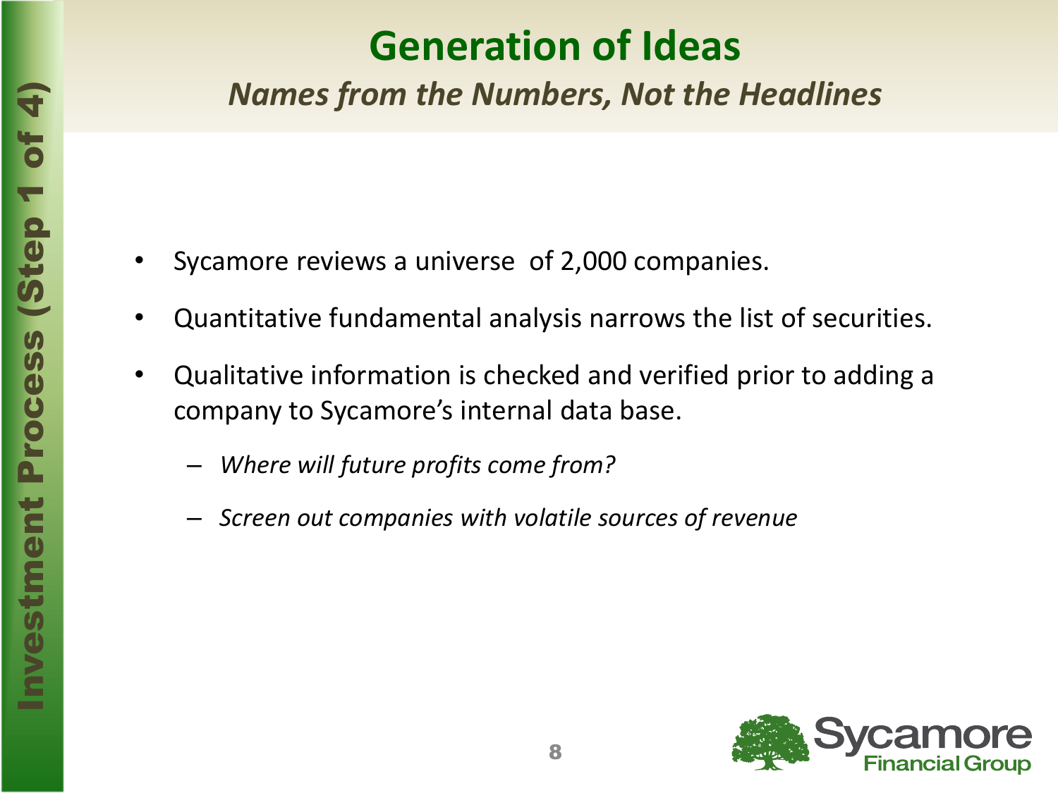# Generation of Ideas

***Names from the Numbers, Not the Headlines***

Investment Process (Step 1 of 4)

- Sycamore reviews a universe of 2,000 companies.
- Quantitative fundamental analysis narrows the list of securities.
- Qualitative information is checked and verified prior to adding a company to Sycamore's internal data base.
  - *Where will future profits come from?*
  - *Screen out companies with volatile sources of revenue*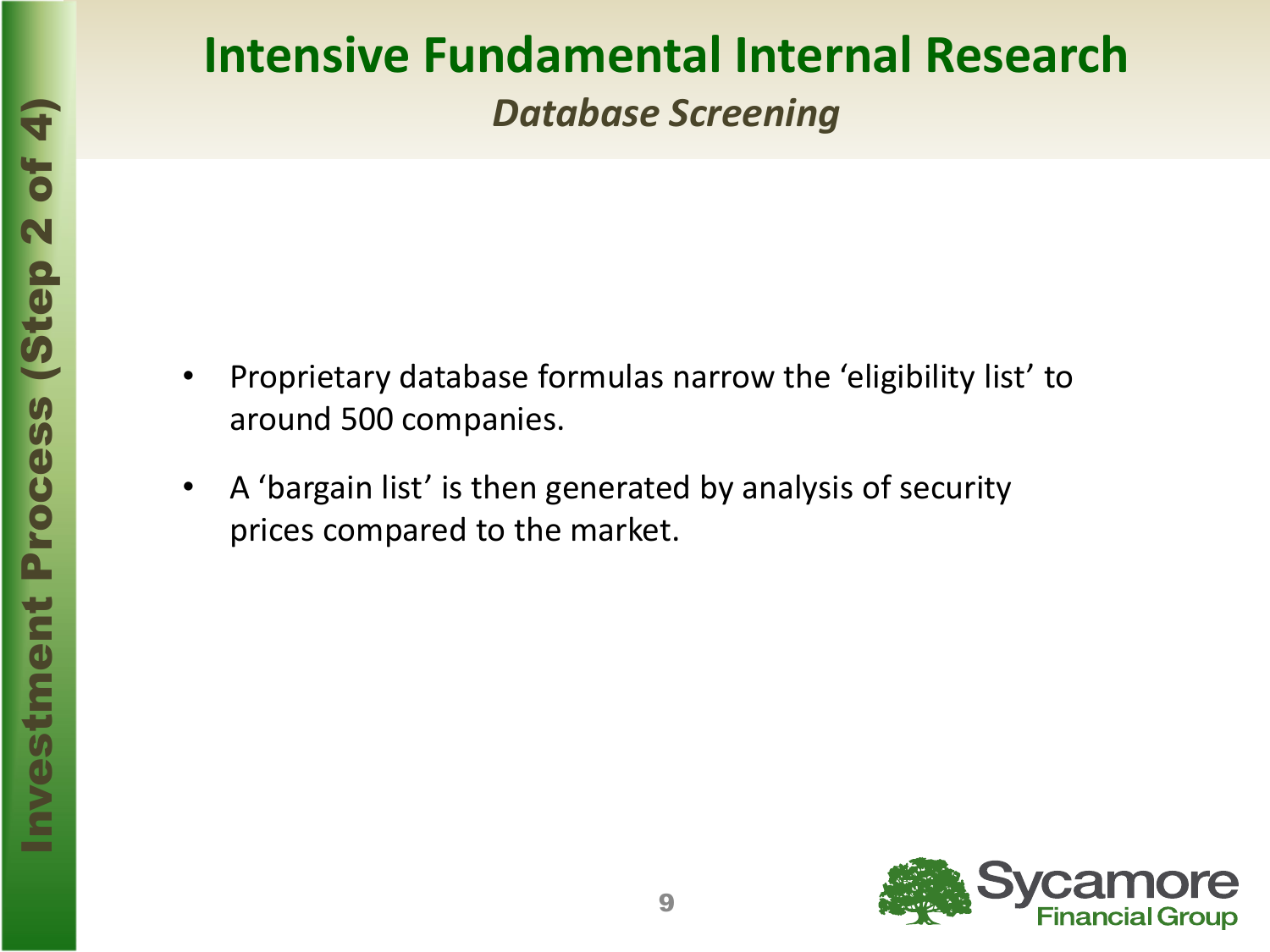# Intensive Fundamental Internal Research

## *Database Screening*

Investment Process (Step 2 of 4)

- Proprietary database formulas narrow the ‘eligibility list’ to around 500 companies.
- A ‘bargain list’ is then generated by analysis of security prices compared to the market.

Sycamore Financial Group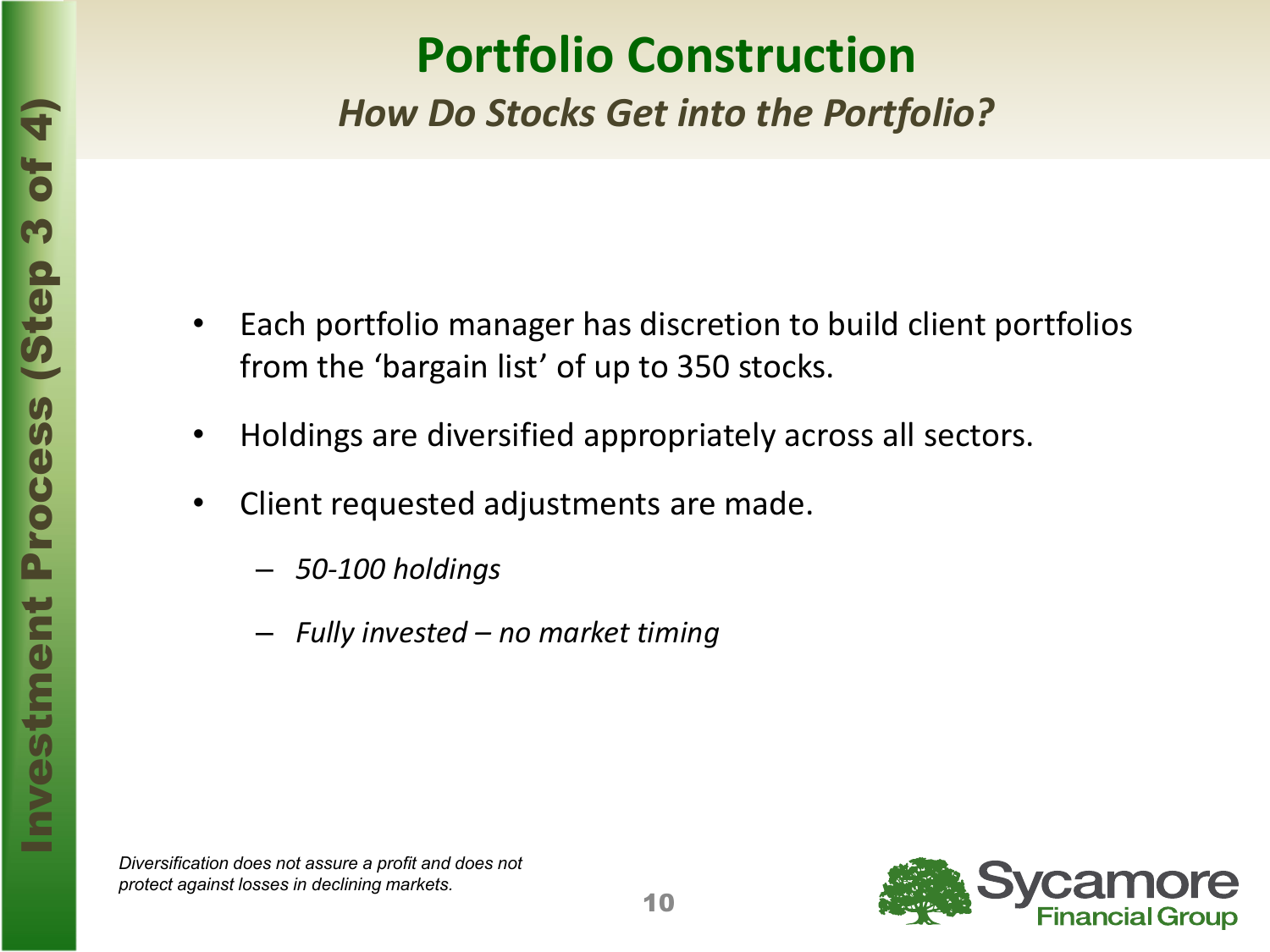# Portfolio Construction

## *How Do Stocks Get into the Portfolio?*

Investment Process (Step 3 of 4)

- Each portfolio manager has discretion to build client portfolios from the 'bargain list' of up to 350 stocks.
- Holdings are diversified appropriately across all sectors.
- Client requested adjustments are made.
  - *50-100 holdings*
  - *Fully invested – no market timing*

*Diversification does not assure a profit and does not protect against losses in declining markets.*

Sycamore Financial Group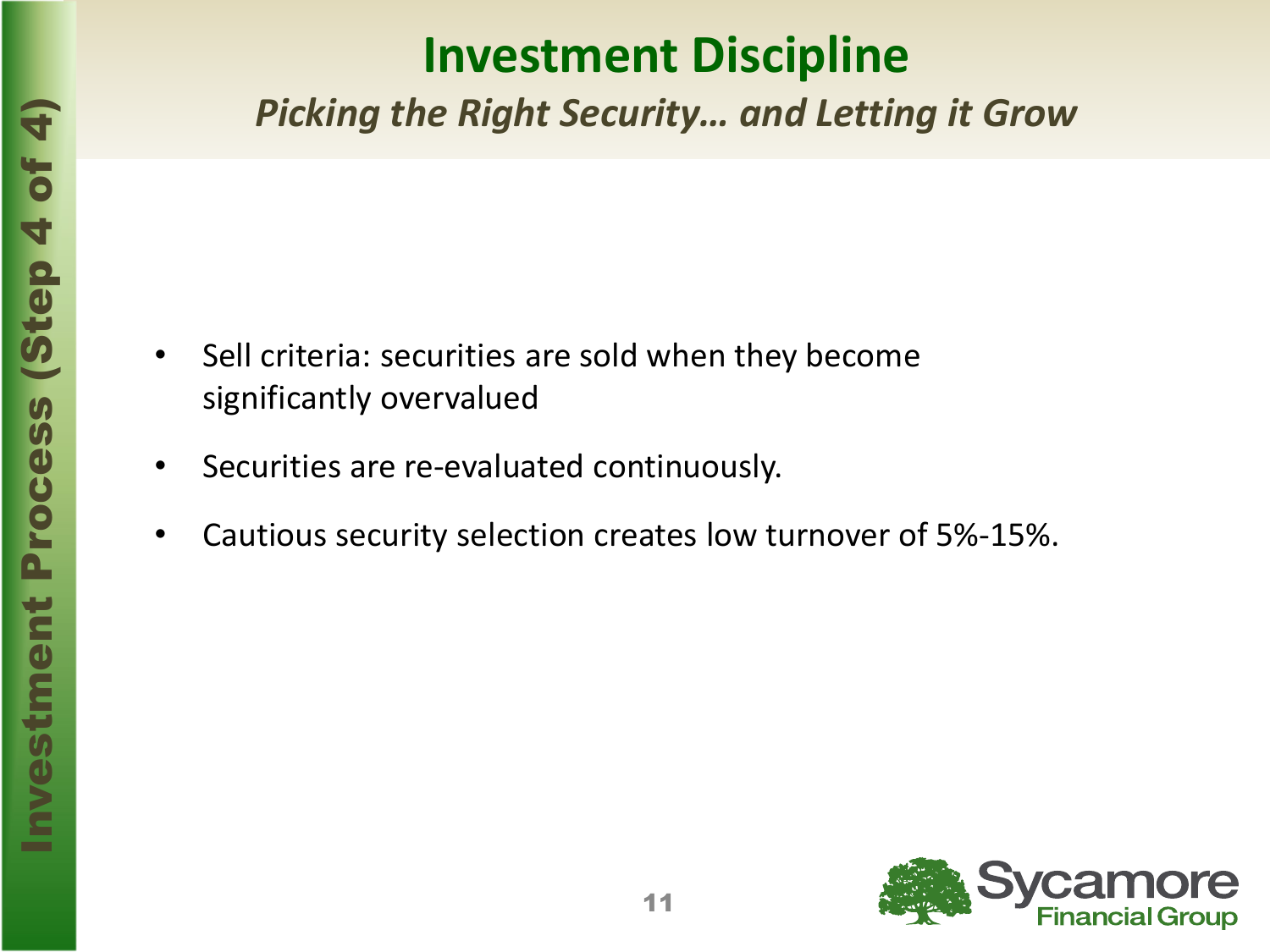# Investment Discipline

*Picking the Right Security… and Letting it Grow*

- Sell criteria: securities are sold when they become significantly overvalued
- Securities are re-evaluated continuously.
- Cautious security selection creates low turnover of 5%-15%.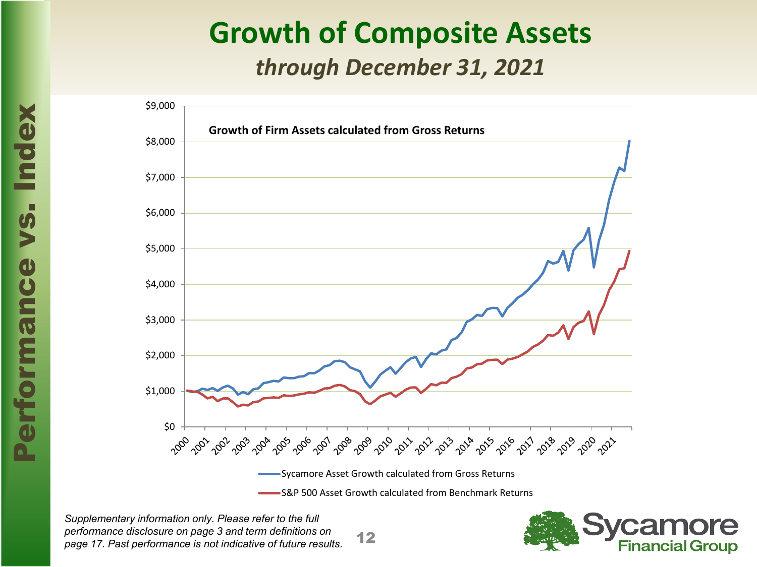# Growth of Composite Assets

## *through December 31, 2021*

**Performance vs. Index**

**Growth of Firm Assets calculated from Gross Returns**

$9,000
$8,000
$7,000
$6,000
$5,000
$4,000
$3,000
$2,000
$1,000
$0

2000 2001 2002 2003 2004 2005 2006 2007 2008 2009 2010 2011 2012 2013 2014 2015 2016 2017 2018 2019 2020 2021

Sycamore Asset Growth calculated from Gross Returns

S&P 500 Asset Growth calculated from Benchmark Returns

*Supplementary information only. Please refer to the full performance disclosure on page 3 and term definitions on page 17. Past performance is not indicative of future results.*

Sycamore Financial Group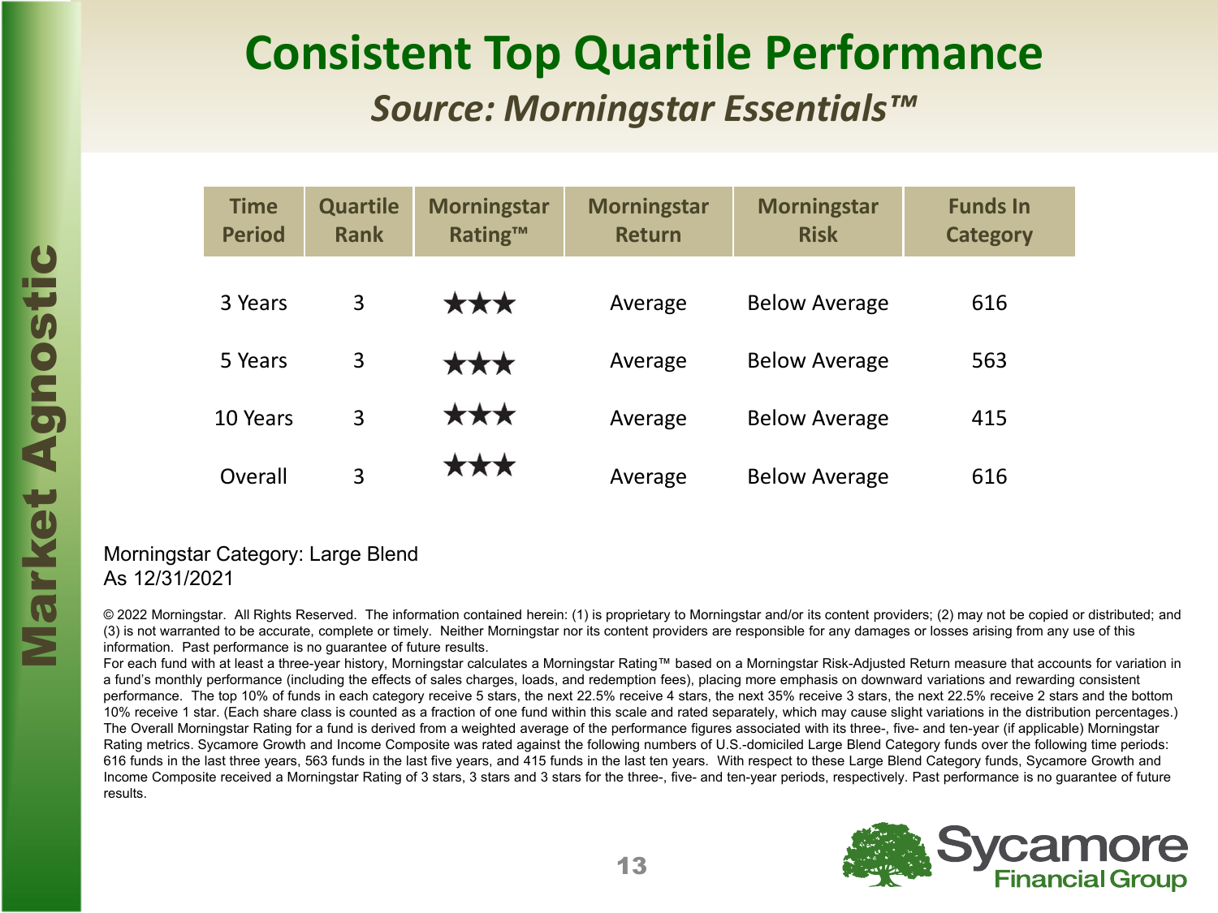# Consistent Top Quartile Performance

## *Source: Morningstar Essentials™*

| Time Period | Quartile Rank | Morningstar Rating™ | Morningstar Return | Morningstar Risk | Funds In Category |
|---|---|---|---|---|---|
| 3 Years | 3 | ★★★ | Average | Below Average | 616 |
| 5 Years | 3 | ★★★ | Average | Below Average | 563 |
| 10 Years | 3 | ★★★ | Average | Below Average | 415 |
| Overall | 3 | ★★★ | Average | Below Average | 616 |

Morningstar Category: Large Blend
As 12/31/2021

© 2022 Morningstar. All Rights Reserved. The information contained herein: (1) is proprietary to Morningstar and/or its content providers; (2) may not be copied or distributed; and (3) is not warranted to be accurate, complete or timely. Neither Morningstar nor its content providers are responsible for any damages or losses arising from any use of this information. Past performance is no guarantee of future results.

For each fund with at least a three-year history, Morningstar calculates a Morningstar Rating™ based on a Morningstar Risk-Adjusted Return measure that accounts for variation in a fund's monthly performance (including the effects of sales charges, loads, and redemption fees), placing more emphasis on downward variations and rewarding consistent performance. The top 10% of funds in each category receive 5 stars, the next 22.5% receive 4 stars, the next 35% receive 3 stars, the next 22.5% receive 2 stars and the bottom 10% receive 1 star. (Each share class is counted as a fraction of one fund within this scale and rated separately, which may cause slight variations in the distribution percentages.) The Overall Morningstar Rating for a fund is derived from a weighted average of the performance figures associated with its three-, five- and ten-year (if applicable) Morningstar Rating metrics. Sycamore Growth and Income Composite was rated against the following numbers of U.S.-domiciled Large Blend Category funds over the following time periods: 616 funds in the last three years, 563 funds in the last five years, and 415 funds in the last ten years. With respect to these Large Blend Category funds, Sycamore Growth and Income Composite received a Morningstar Rating of 3 stars, 3 stars and 3 stars for the three-, five- and ten-year periods, respectively. Past performance is no guarantee of future results.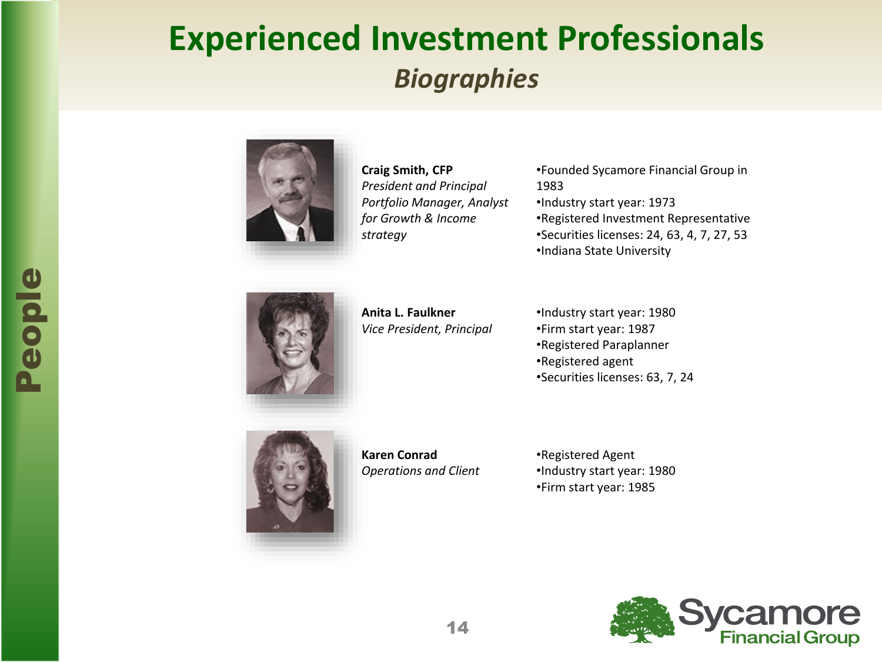# Experienced Investment Professionals

## *Biographies*

**People**

**Craig Smith, CFP**
*President and Principal*
*Portfolio Manager, Analyst for Growth & Income strategy*

- Founded Sycamore Financial Group in 1983
- Industry start year: 1973
- Registered Investment Representative
- Securities licenses: 24, 63, 4, 7, 27, 53
- Indiana State University

**Anita L. Faulkner**
*Vice President, Principal*

- Industry start year: 1980
- Firm start year: 1987
- Registered Paraplanner
- Registered agent
- Securities licenses: 63, 7, 24

**Karen Conrad**
*Operations and Client*

- Registered Agent
- Industry start year: 1980
- Firm start year: 1985

Sycamore Financial Group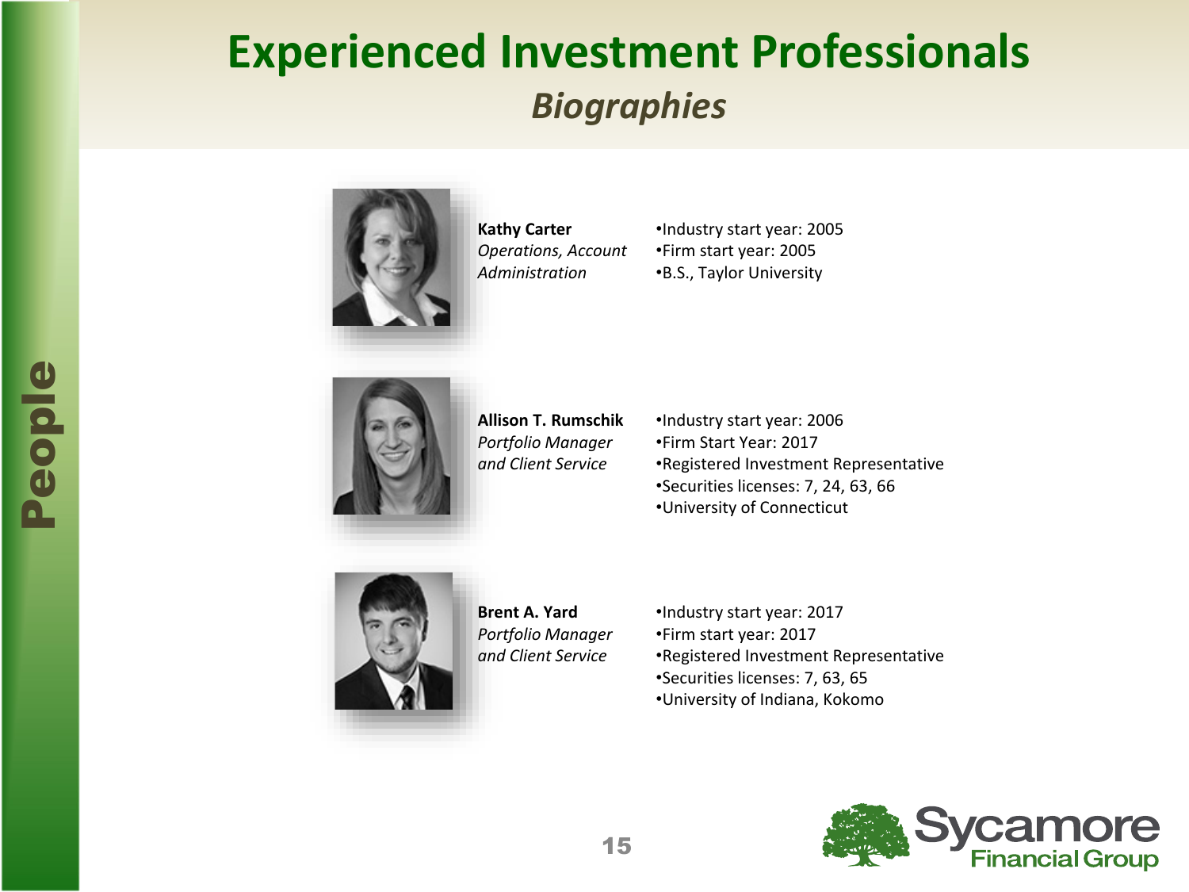# Experienced Investment Professionals

## *Biographies*

**Kathy Carter**
*Operations, Account Administration*

- Industry start year: 2005
- Firm start year: 2005
- B.S., Taylor University

**Allison T. Rumschik**
*Portfolio Manager and Client Service*

- Industry start year: 2006
- Firm Start Year: 2017
- Registered Investment Representative
- Securities licenses: 7, 24, 63, 66
- University of Connecticut

**Brent A. Yard**
*Portfolio Manager and Client Service*

- Industry start year: 2017
- Firm start year: 2017
- Registered Investment Representative
- Securities licenses: 7, 63, 65
- University of Indiana, Kokomo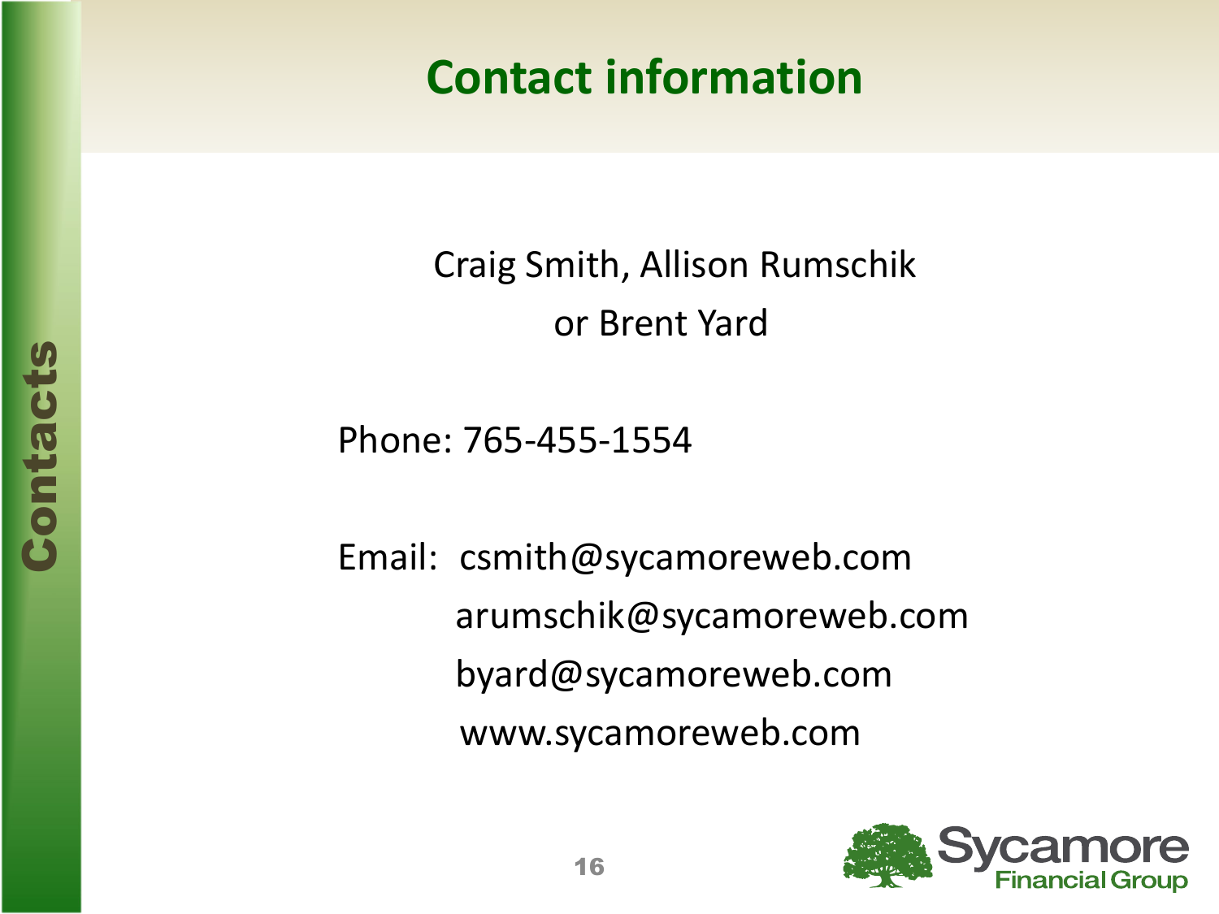# Contact information

Craig Smith, Allison Rumschik
or Brent Yard

Phone: 765-455-1554

Email: csmith@sycamoreweb.com
arumschik@sycamoreweb.com
byard@sycamoreweb.com
www.sycamoreweb.com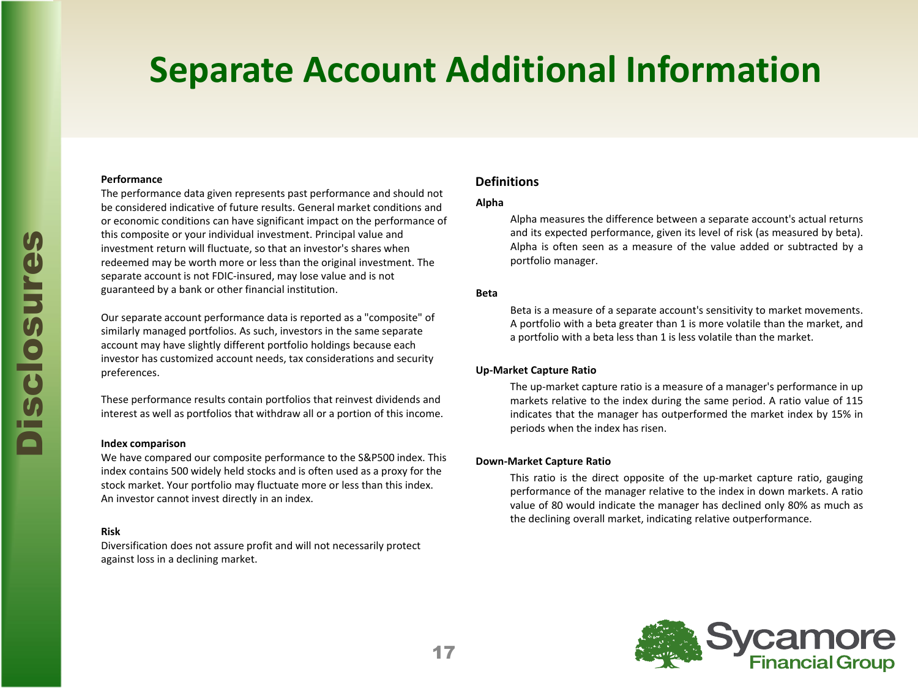# Separate Account Additional Information

Disclosures

**Performance**

The performance data given represents past performance and should not be considered indicative of future results. General market conditions and or economic conditions can have significant impact on the performance of this composite or your individual investment. Principal value and investment return will fluctuate, so that an investor's shares when redeemed may be worth more or less than the original investment. The separate account is not FDIC-insured, may lose value and is not guaranteed by a bank or other financial institution.

Our separate account performance data is reported as a "composite" of similarly managed portfolios. As such, investors in the same separate account may have slightly different portfolio holdings because each investor has customized account needs, tax considerations and security preferences.

These performance results contain portfolios that reinvest dividends and interest as well as portfolios that withdraw all or a portion of this income.

**Index comparison**

We have compared our composite performance to the S&P500 index. This index contains 500 widely held stocks and is often used as a proxy for the stock market. Your portfolio may fluctuate more or less than this index. An investor cannot invest directly in an index.

**Risk**

Diversification does not assure profit and will not necessarily protect against loss in a declining market.

## Definitions

**Alpha**

Alpha measures the difference between a separate account's actual returns and its expected performance, given its level of risk (as measured by beta). Alpha is often seen as a measure of the value added or subtracted by a portfolio manager.

**Beta**

Beta is a measure of a separate account's sensitivity to market movements. A portfolio with a beta greater than 1 is more volatile than the market, and a portfolio with a beta less than 1 is less volatile than the market.

**Up-Market Capture Ratio**

The up-market capture ratio is a measure of a manager's performance in up markets relative to the index during the same period. A ratio value of 115 indicates that the manager has outperformed the market index by 15% in periods when the index has risen.

**Down-Market Capture Ratio**

This ratio is the direct opposite of the up-market capture ratio, gauging performance of the manager relative to the index in down markets. A ratio value of 80 would indicate the manager has declined only 80% as much as the declining overall market, indicating relative outperformance.

Sycamore Financial Group